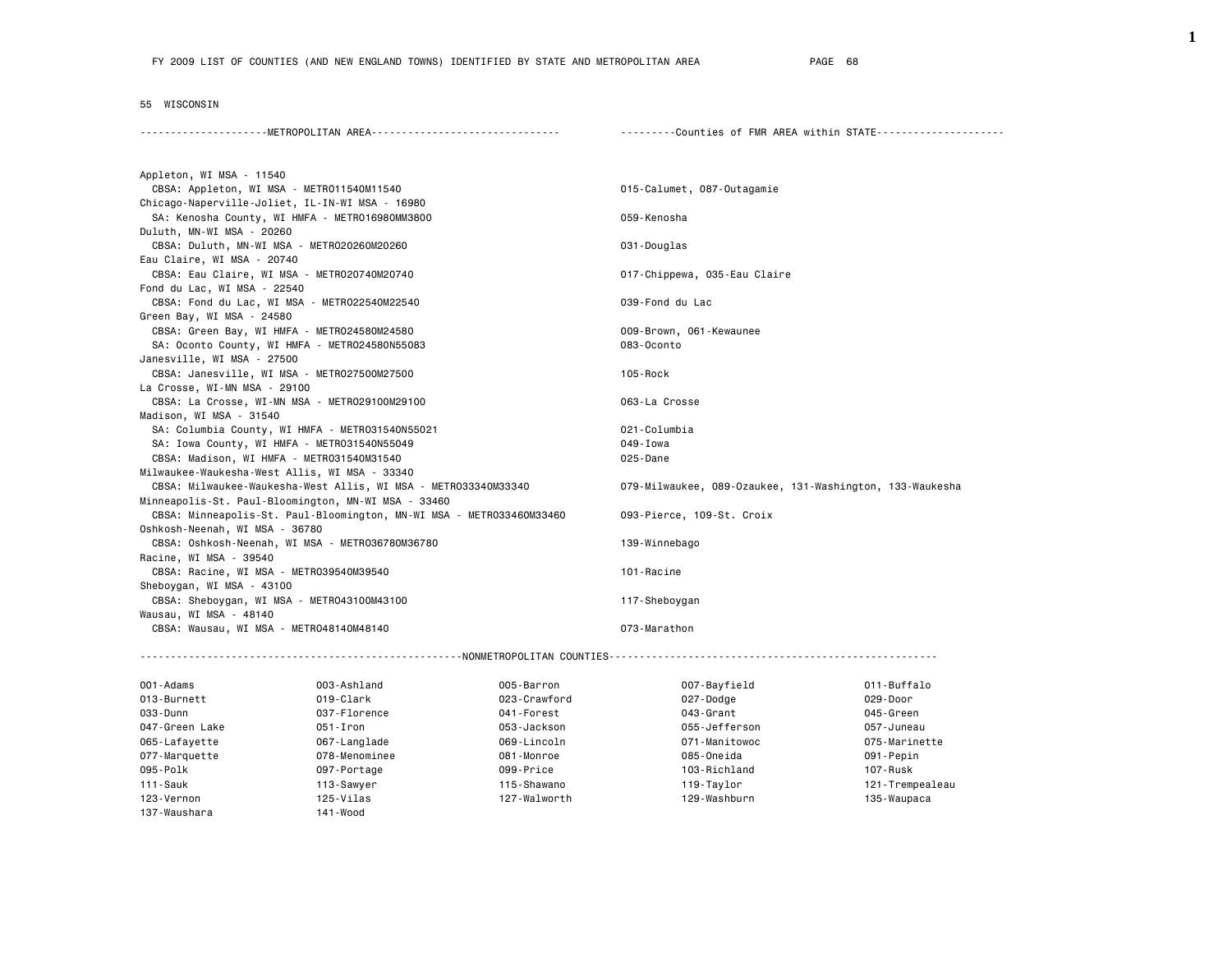FY 2009 LIST OF COUNTIES (AND NEW ENGLAND TOWNS) IDENTIFIED BY STATE AND METROPOLITAN AREA

## 55 WISCONSIN

| METROPOLITAN AREA | Counties of FMR AREA within STATE |
|---|---|
| Appleton, WI MSA - 11540 | |
| CBSA: Appleton, WI MSA - METRO11540M11540 | 015-Calumet, 087-Outagamie |
| Chicago-Naperville-Joliet, IL-IN-WI MSA - 16980 | |
| SA: Kenosha County, WI HMFA - METRO16980MM3800 | 059-Kenosha |
| Duluth, MN-WI MSA - 20260 | |
| CBSA: Duluth, MN-WI MSA - METRO20260M20260 | 031-Douglas |
| Eau Claire, WI MSA - 20740 | |
| CBSA: Eau Claire, WI MSA - METRO20740M20740 | 017-Chippewa, 035-Eau Claire |
| Fond du Lac, WI MSA - 22540 | |
| CBSA: Fond du Lac, WI MSA - METRO22540M22540 | 039-Fond du Lac |
| Green Bay, WI MSA - 24580 | |
| CBSA: Green Bay, WI HMFA - METRO24580M24580 | 009-Brown, 061-Kewaunee |
| SA: Oconto County, WI HMFA - METRO24580N55083 | 083-Oconto |
| Janesville, WI MSA - 27500 | |
| CBSA: Janesville, WI MSA - METRO27500M27500 | 105-Rock |
| La Crosse, WI-MN MSA - 29100 | |
| CBSA: La Crosse, WI-MN MSA - METRO29100M29100 | 063-La Crosse |
| Madison, WI MSA - 31540 | |
| SA: Columbia County, WI HMFA - METRO31540N55021 | 021-Columbia |
| SA: Iowa County, WI HMFA - METRO31540N55049 | 049-Iowa |
| CBSA: Madison, WI HMFA - METRO31540M31540 | 025-Dane |
| Milwaukee-Waukesha-West Allis, WI MSA - 33340 | |
| CBSA: Milwaukee-Waukesha-West Allis, WI MSA - METRO33340M33340 | 079-Milwaukee, 089-Ozaukee, 131-Washington, 133-Waukesha |
| Minneapolis-St. Paul-Bloomington, MN-WI MSA - 33460 | |
| CBSA: Minneapolis-St. Paul-Bloomington, MN-WI MSA - METRO33460M33460 | 093-Pierce, 109-St. Croix |
| Oshkosh-Neenah, WI MSA - 36780 | |
| CBSA: Oshkosh-Neenah, WI MSA - METRO36780M36780 | 139-Winnebago |
| Racine, WI MSA - 39540 | |
| CBSA: Racine, WI MSA - METRO39540M39540 | 101-Racine |
| Sheboygan, WI MSA - 43100 | |
| CBSA: Sheboygan, WI MSA - METRO43100M43100 | 117-Sheboygan |
| Wausau, WI MSA - 48140 | |
| CBSA: Wausau, WI MSA - METRO48140M48140 | 073-Marathon |

### NONMETROPOLITAN COUNTIES

| | | | | |
|---|---|---|---|---|
| 001-Adams | 003-Ashland | 005-Barron | 007-Bayfield | 011-Buffalo |
| 013-Burnett | 019-Clark | 023-Crawford | 027-Dodge | 029-Door |
| 033-Dunn | 037-Florence | 041-Forest | 043-Grant | 045-Green |
| 047-Green Lake | 051-Iron | 053-Jackson | 055-Jefferson | 057-Juneau |
| 065-Lafayette | 067-Langlade | 069-Lincoln | 071-Manitowoc | 075-Marinette |
| 077-Marquette | 078-Menominee | 081-Monroe | 085-Oneida | 091-Pepin |
| 095-Polk | 097-Portage | 099-Price | 103-Richland | 107-Rusk |
| 111-Sauk | 113-Sawyer | 115-Shawano | 119-Taylor | 121-Trempealeau |
| 123-Vernon | 125-Vilas | 127-Walworth | 129-Washburn | 135-Waupaca |
| 137-Waushara | 141-Wood | | | |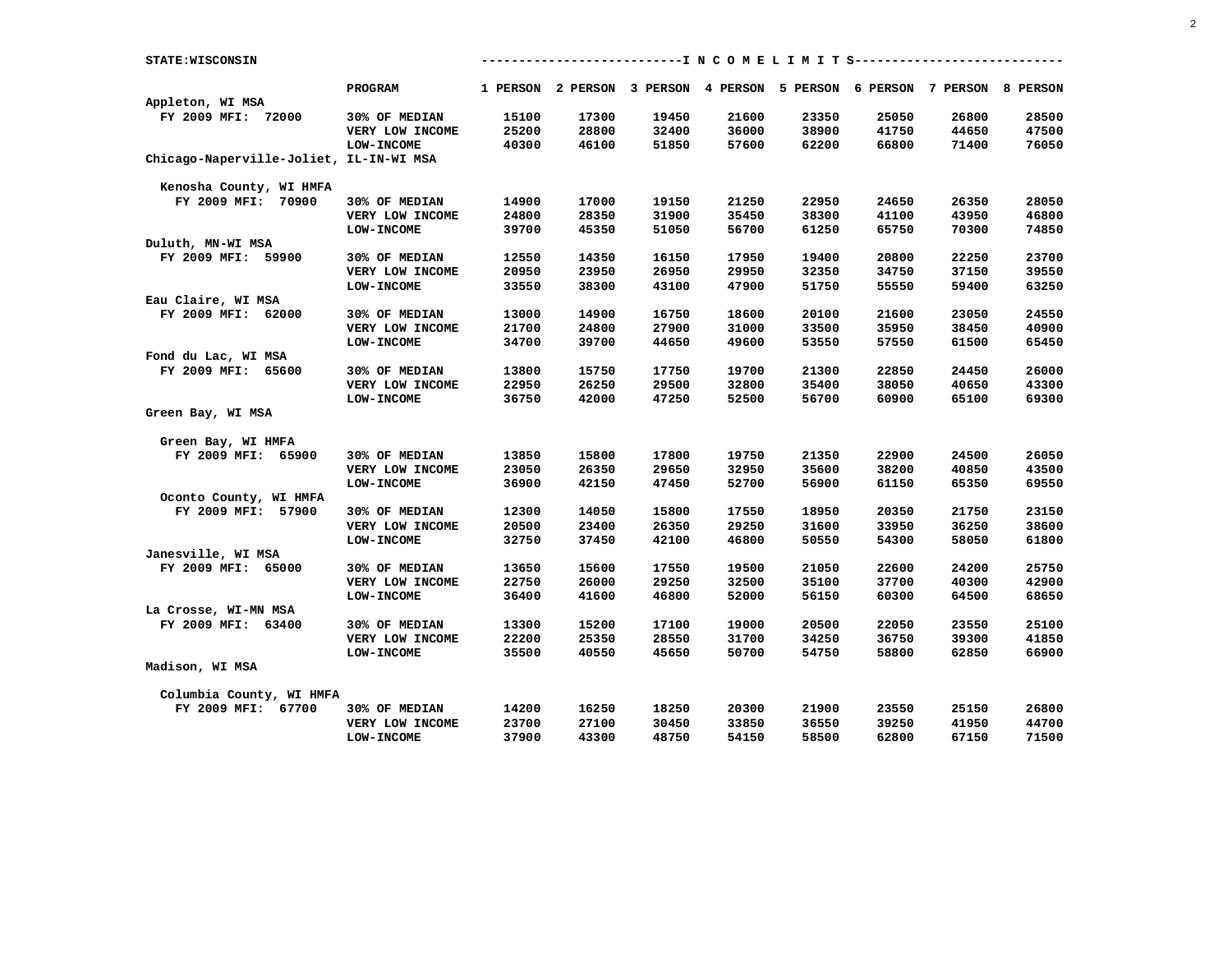STATE:WISCONSIN

| | PROGRAM | 1 PERSON | 2 PERSON | 3 PERSON | 4 PERSON | 5 PERSON | 6 PERSON | 7 PERSON | 8 PERSON |
|---|---|---|---|---|---|---|---|---|---|
| **Appleton, WI MSA** | | | | | | | | | |
| FY 2009 MFI: 72000 | 30% OF MEDIAN | 15100 | 17300 | 19450 | 21600 | 23350 | 25050 | 26800 | 28500 |
| | VERY LOW INCOME | 25200 | 28800 | 32400 | 36000 | 38900 | 41750 | 44650 | 47500 |
| | LOW-INCOME | 40300 | 46100 | 51850 | 57600 | 62200 | 66800 | 71400 | 76050 |
| **Chicago-Naperville-Joliet, IL-IN-WI MSA** | | | | | | | | | |
| Kenosha County, WI HMFA | | | | | | | | | |
| FY 2009 MFI: 70900 | 30% OF MEDIAN | 14900 | 17000 | 19150 | 21250 | 22950 | 24650 | 26350 | 28050 |
| | VERY LOW INCOME | 24800 | 28350 | 31900 | 35450 | 38300 | 41100 | 43950 | 46800 |
| | LOW-INCOME | 39700 | 45350 | 51050 | 56700 | 61250 | 65750 | 70300 | 74850 |
| **Duluth, MN-WI MSA** | | | | | | | | | |
| FY 2009 MFI: 59900 | 30% OF MEDIAN | 12550 | 14350 | 16150 | 17950 | 19400 | 20800 | 22250 | 23700 |
| | VERY LOW INCOME | 20950 | 23950 | 26950 | 29950 | 32350 | 34750 | 37150 | 39550 |
| | LOW-INCOME | 33550 | 38300 | 43100 | 47900 | 51750 | 55550 | 59400 | 63250 |
| **Eau Claire, WI MSA** | | | | | | | | | |
| FY 2009 MFI: 62000 | 30% OF MEDIAN | 13000 | 14900 | 16750 | 18600 | 20100 | 21600 | 23050 | 24550 |
| | VERY LOW INCOME | 21700 | 24800 | 27900 | 31000 | 33500 | 35950 | 38450 | 40900 |
| | LOW-INCOME | 34700 | 39700 | 44650 | 49600 | 53550 | 57550 | 61500 | 65450 |
| **Fond du Lac, WI MSA** | | | | | | | | | |
| FY 2009 MFI: 65600 | 30% OF MEDIAN | 13800 | 15750 | 17750 | 19700 | 21300 | 22850 | 24450 | 26000 |
| | VERY LOW INCOME | 22950 | 26250 | 29500 | 32800 | 35400 | 38050 | 40650 | 43300 |
| | LOW-INCOME | 36750 | 42000 | 47250 | 52500 | 56700 | 60900 | 65100 | 69300 |
| **Green Bay, WI MSA** | | | | | | | | | |
| Green Bay, WI HMFA | | | | | | | | | |
| FY 2009 MFI: 65900 | 30% OF MEDIAN | 13850 | 15800 | 17800 | 19750 | 21350 | 22900 | 24500 | 26050 |
| | VERY LOW INCOME | 23050 | 26350 | 29650 | 32950 | 35600 | 38200 | 40850 | 43500 |
| | LOW-INCOME | 36900 | 42150 | 47450 | 52700 | 56900 | 61150 | 65350 | 69550 |
| Oconto County, WI HMFA | | | | | | | | | |
| FY 2009 MFI: 57900 | 30% OF MEDIAN | 12300 | 14050 | 15800 | 17550 | 18950 | 20350 | 21750 | 23150 |
| | VERY LOW INCOME | 20500 | 23400 | 26350 | 29250 | 31600 | 33950 | 36250 | 38600 |
| | LOW-INCOME | 32750 | 37450 | 42100 | 46800 | 50550 | 54300 | 58050 | 61800 |
| **Janesville, WI MSA** | | | | | | | | | |
| FY 2009 MFI: 65000 | 30% OF MEDIAN | 13650 | 15600 | 17550 | 19500 | 21050 | 22600 | 24200 | 25750 |
| | VERY LOW INCOME | 22750 | 26000 | 29250 | 32500 | 35100 | 37700 | 40300 | 42900 |
| | LOW-INCOME | 36400 | 41600 | 46800 | 52000 | 56150 | 60300 | 64500 | 68650 |
| **La Crosse, WI-MN MSA** | | | | | | | | | |
| FY 2009 MFI: 63400 | 30% OF MEDIAN | 13300 | 15200 | 17100 | 19000 | 20500 | 22050 | 23550 | 25100 |
| | VERY LOW INCOME | 22200 | 25350 | 28550 | 31700 | 34250 | 36750 | 39300 | 41850 |
| | LOW-INCOME | 35500 | 40550 | 45650 | 50700 | 54750 | 58800 | 62850 | 66900 |
| **Madison, WI MSA** | | | | | | | | | |
| Columbia County, WI HMFA | | | | | | | | | |
| FY 2009 MFI: 67700 | 30% OF MEDIAN | 14200 | 16250 | 18250 | 20300 | 21900 | 23550 | 25150 | 26800 |
| | VERY LOW INCOME | 23700 | 27100 | 30450 | 33850 | 36550 | 39250 | 41950 | 44700 |
| | LOW-INCOME | 37900 | 43300 | 48750 | 54150 | 58500 | 62800 | 67150 | 71500 |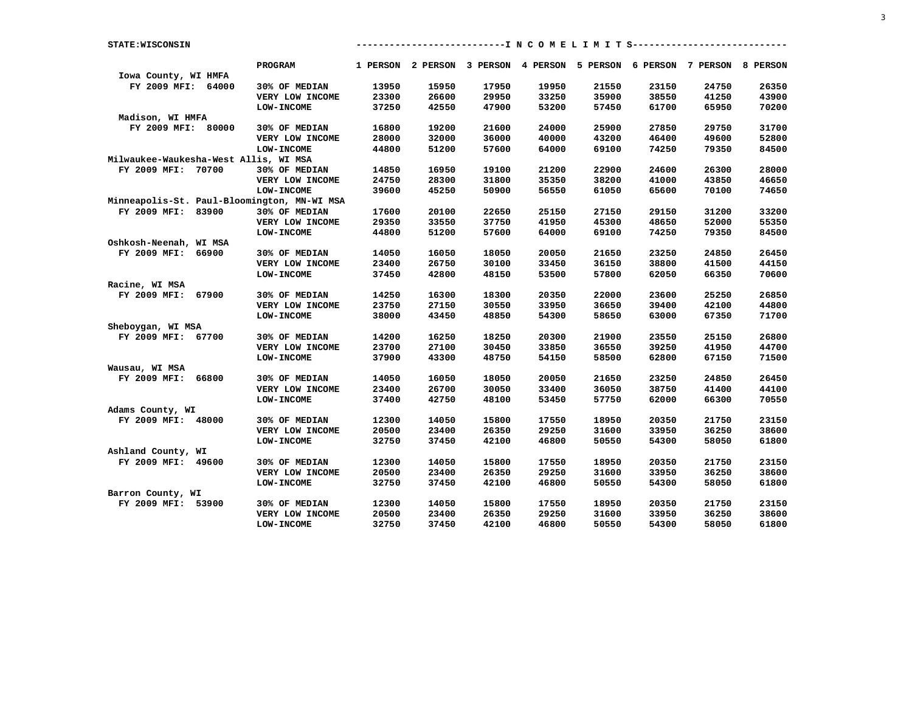STATE:WISCONSIN

| | PROGRAM | 1 PERSON | 2 PERSON | 3 PERSON | 4 PERSON | 5 PERSON | 6 PERSON | 7 PERSON | 8 PERSON |
|---|---|---|---|---|---|---|---|---|---|
| Iowa County, WI HMFA | | | | | | | | | |
| FY 2009 MFI: 64000 | 30% OF MEDIAN | 13950 | 15950 | 17950 | 19950 | 21550 | 23150 | 24750 | 26350 |
| | VERY LOW INCOME | 23300 | 26600 | 29950 | 33250 | 35900 | 38550 | 41250 | 43900 |
| | LOW-INCOME | 37250 | 42550 | 47900 | 53200 | 57450 | 61700 | 65950 | 70200 |
| Madison, WI HMFA | | | | | | | | | |
| FY 2009 MFI: 80000 | 30% OF MEDIAN | 16800 | 19200 | 21600 | 24000 | 25900 | 27850 | 29750 | 31700 |
| | VERY LOW INCOME | 28000 | 32000 | 36000 | 40000 | 43200 | 46400 | 49600 | 52800 |
| | LOW-INCOME | 44800 | 51200 | 57600 | 64000 | 69100 | 74250 | 79350 | 84500 |
| Milwaukee-Waukesha-West Allis, WI MSA | | | | | | | | | |
| FY 2009 MFI: 70700 | 30% OF MEDIAN | 14850 | 16950 | 19100 | 21200 | 22900 | 24600 | 26300 | 28000 |
| | VERY LOW INCOME | 24750 | 28300 | 31800 | 35350 | 38200 | 41000 | 43850 | 46650 |
| | LOW-INCOME | 39600 | 45250 | 50900 | 56550 | 61050 | 65600 | 70100 | 74650 |
| Minneapolis-St. Paul-Bloomington, MN-WI MSA | | | | | | | | | |
| FY 2009 MFI: 83900 | 30% OF MEDIAN | 17600 | 20100 | 22650 | 25150 | 27150 | 29150 | 31200 | 33200 |
| | VERY LOW INCOME | 29350 | 33550 | 37750 | 41950 | 45300 | 48650 | 52000 | 55350 |
| | LOW-INCOME | 44800 | 51200 | 57600 | 64000 | 69100 | 74250 | 79350 | 84500 |
| Oshkosh-Neenah, WI MSA | | | | | | | | | |
| FY 2009 MFI: 66900 | 30% OF MEDIAN | 14050 | 16050 | 18050 | 20050 | 21650 | 23250 | 24850 | 26450 |
| | VERY LOW INCOME | 23400 | 26750 | 30100 | 33450 | 36150 | 38800 | 41500 | 44150 |
| | LOW-INCOME | 37450 | 42800 | 48150 | 53500 | 57800 | 62050 | 66350 | 70600 |
| Racine, WI MSA | | | | | | | | | |
| FY 2009 MFI: 67900 | 30% OF MEDIAN | 14250 | 16300 | 18300 | 20350 | 22000 | 23600 | 25250 | 26850 |
| | VERY LOW INCOME | 23750 | 27150 | 30550 | 33950 | 36650 | 39400 | 42100 | 44800 |
| | LOW-INCOME | 38000 | 43450 | 48850 | 54300 | 58650 | 63000 | 67350 | 71700 |
| Sheboygan, WI MSA | | | | | | | | | |
| FY 2009 MFI: 67700 | 30% OF MEDIAN | 14200 | 16250 | 18250 | 20300 | 21900 | 23550 | 25150 | 26800 |
| | VERY LOW INCOME | 23700 | 27100 | 30450 | 33850 | 36550 | 39250 | 41950 | 44700 |
| | LOW-INCOME | 37900 | 43300 | 48750 | 54150 | 58500 | 62800 | 67150 | 71500 |
| Wausau, WI MSA | | | | | | | | | |
| FY 2009 MFI: 66800 | 30% OF MEDIAN | 14050 | 16050 | 18050 | 20050 | 21650 | 23250 | 24850 | 26450 |
| | VERY LOW INCOME | 23400 | 26700 | 30050 | 33400 | 36050 | 38750 | 41400 | 44100 |
| | LOW-INCOME | 37400 | 42750 | 48100 | 53450 | 57750 | 62000 | 66300 | 70550 |
| Adams County, WI | | | | | | | | | |
| FY 2009 MFI: 48000 | 30% OF MEDIAN | 12300 | 14050 | 15800 | 17550 | 18950 | 20350 | 21750 | 23150 |
| | VERY LOW INCOME | 20500 | 23400 | 26350 | 29250 | 31600 | 33950 | 36250 | 38600 |
| | LOW-INCOME | 32750 | 37450 | 42100 | 46800 | 50550 | 54300 | 58050 | 61800 |
| Ashland County, WI | | | | | | | | | |
| FY 2009 MFI: 49600 | 30% OF MEDIAN | 12300 | 14050 | 15800 | 17550 | 18950 | 20350 | 21750 | 23150 |
| | VERY LOW INCOME | 20500 | 23400 | 26350 | 29250 | 31600 | 33950 | 36250 | 38600 |
| | LOW-INCOME | 32750 | 37450 | 42100 | 46800 | 50550 | 54300 | 58050 | 61800 |
| Barron County, WI | | | | | | | | | |
| FY 2009 MFI: 53900 | 30% OF MEDIAN | 12300 | 14050 | 15800 | 17550 | 18950 | 20350 | 21750 | 23150 |
| | VERY LOW INCOME | 20500 | 23400 | 26350 | 29250 | 31600 | 33950 | 36250 | 38600 |
| | LOW-INCOME | 32750 | 37450 | 42100 | 46800 | 50550 | 54300 | 58050 | 61800 |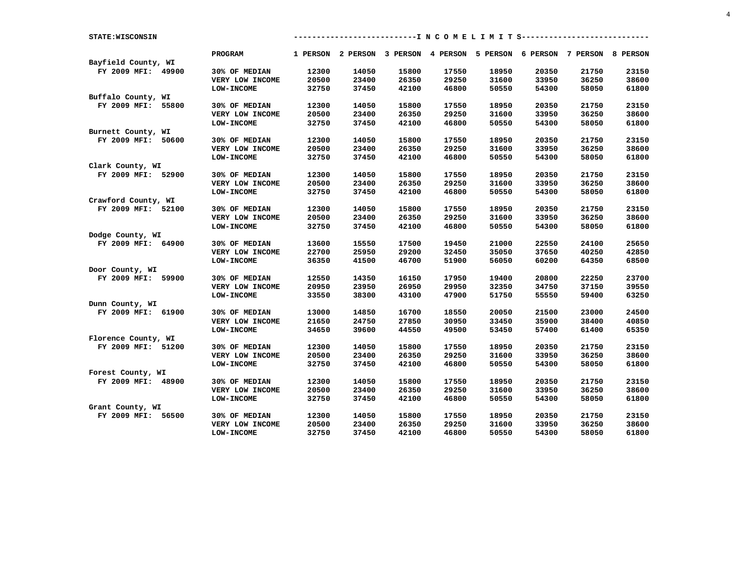STATE:WISCONSIN

| | PROGRAM | 1 PERSON | 2 PERSON | 3 PERSON | 4 PERSON | 5 PERSON | 6 PERSON | 7 PERSON | 8 PERSON |
|---|---|---|---|---|---|---|---|---|---|
| Bayfield County, WI | | | | | | | | | |
| FY 2009 MFI: 49900 | 30% OF MEDIAN | 12300 | 14050 | 15800 | 17550 | 18950 | 20350 | 21750 | 23150 |
| | VERY LOW INCOME | 20500 | 23400 | 26350 | 29250 | 31600 | 33950 | 36250 | 38600 |
| | LOW-INCOME | 32750 | 37450 | 42100 | 46800 | 50550 | 54300 | 58050 | 61800 |
| Buffalo County, WI | | | | | | | | | |
| FY 2009 MFI: 55800 | 30% OF MEDIAN | 12300 | 14050 | 15800 | 17550 | 18950 | 20350 | 21750 | 23150 |
| | VERY LOW INCOME | 20500 | 23400 | 26350 | 29250 | 31600 | 33950 | 36250 | 38600 |
| | LOW-INCOME | 32750 | 37450 | 42100 | 46800 | 50550 | 54300 | 58050 | 61800 |
| Burnett County, WI | | | | | | | | | |
| FY 2009 MFI: 50600 | 30% OF MEDIAN | 12300 | 14050 | 15800 | 17550 | 18950 | 20350 | 21750 | 23150 |
| | VERY LOW INCOME | 20500 | 23400 | 26350 | 29250 | 31600 | 33950 | 36250 | 38600 |
| | LOW-INCOME | 32750 | 37450 | 42100 | 46800 | 50550 | 54300 | 58050 | 61800 |
| Clark County, WI | | | | | | | | | |
| FY 2009 MFI: 52900 | 30% OF MEDIAN | 12300 | 14050 | 15800 | 17550 | 18950 | 20350 | 21750 | 23150 |
| | VERY LOW INCOME | 20500 | 23400 | 26350 | 29250 | 31600 | 33950 | 36250 | 38600 |
| | LOW-INCOME | 32750 | 37450 | 42100 | 46800 | 50550 | 54300 | 58050 | 61800 |
| Crawford County, WI | | | | | | | | | |
| FY 2009 MFI: 52100 | 30% OF MEDIAN | 12300 | 14050 | 15800 | 17550 | 18950 | 20350 | 21750 | 23150 |
| | VERY LOW INCOME | 20500 | 23400 | 26350 | 29250 | 31600 | 33950 | 36250 | 38600 |
| | LOW-INCOME | 32750 | 37450 | 42100 | 46800 | 50550 | 54300 | 58050 | 61800 |
| Dodge County, WI | | | | | | | | | |
| FY 2009 MFI: 64900 | 30% OF MEDIAN | 13600 | 15550 | 17500 | 19450 | 21000 | 22550 | 24100 | 25650 |
| | VERY LOW INCOME | 22700 | 25950 | 29200 | 32450 | 35050 | 37650 | 40250 | 42850 |
| | LOW-INCOME | 36350 | 41500 | 46700 | 51900 | 56050 | 60200 | 64350 | 68500 |
| Door County, WI | | | | | | | | | |
| FY 2009 MFI: 59900 | 30% OF MEDIAN | 12550 | 14350 | 16150 | 17950 | 19400 | 20800 | 22250 | 23700 |
| | VERY LOW INCOME | 20950 | 23950 | 26950 | 29950 | 32350 | 34750 | 37150 | 39550 |
| | LOW-INCOME | 33550 | 38300 | 43100 | 47900 | 51750 | 55550 | 59400 | 63250 |
| Dunn County, WI | | | | | | | | | |
| FY 2009 MFI: 61900 | 30% OF MEDIAN | 13000 | 14850 | 16700 | 18550 | 20050 | 21500 | 23000 | 24500 |
| | VERY LOW INCOME | 21650 | 24750 | 27850 | 30950 | 33450 | 35900 | 38400 | 40850 |
| | LOW-INCOME | 34650 | 39600 | 44550 | 49500 | 53450 | 57400 | 61400 | 65350 |
| Florence County, WI | | | | | | | | | |
| FY 2009 MFI: 51200 | 30% OF MEDIAN | 12300 | 14050 | 15800 | 17550 | 18950 | 20350 | 21750 | 23150 |
| | VERY LOW INCOME | 20500 | 23400 | 26350 | 29250 | 31600 | 33950 | 36250 | 38600 |
| | LOW-INCOME | 32750 | 37450 | 42100 | 46800 | 50550 | 54300 | 58050 | 61800 |
| Forest County, WI | | | | | | | | | |
| FY 2009 MFI: 48900 | 30% OF MEDIAN | 12300 | 14050 | 15800 | 17550 | 18950 | 20350 | 21750 | 23150 |
| | VERY LOW INCOME | 20500 | 23400 | 26350 | 29250 | 31600 | 33950 | 36250 | 38600 |
| | LOW-INCOME | 32750 | 37450 | 42100 | 46800 | 50550 | 54300 | 58050 | 61800 |
| Grant County, WI | | | | | | | | | |
| FY 2009 MFI: 56500 | 30% OF MEDIAN | 12300 | 14050 | 15800 | 17550 | 18950 | 20350 | 21750 | 23150 |
| | VERY LOW INCOME | 20500 | 23400 | 26350 | 29250 | 31600 | 33950 | 36250 | 38600 |
| | LOW-INCOME | 32750 | 37450 | 42100 | 46800 | 50550 | 54300 | 58050 | 61800 |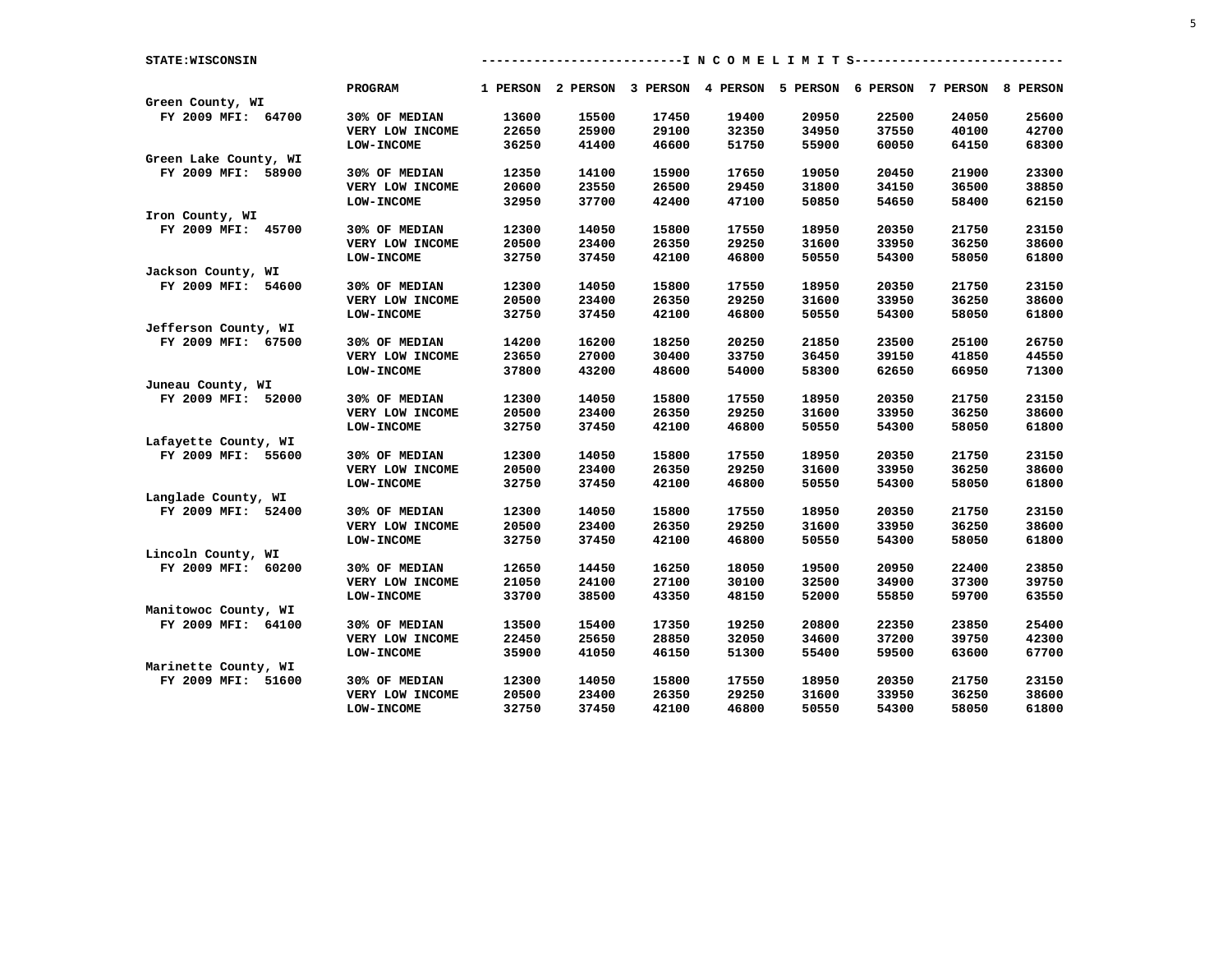STATE:WISCONSIN

| | PROGRAM | 1 PERSON | 2 PERSON | 3 PERSON | 4 PERSON | 5 PERSON | 6 PERSON | 7 PERSON | 8 PERSON |
|---|---|---|---|---|---|---|---|---|---|
| Green County, WI | | | | | | | | | |
| FY 2009 MFI: 64700 | 30% OF MEDIAN | 13600 | 15500 | 17450 | 19400 | 20950 | 22500 | 24050 | 25600 |
| | VERY LOW INCOME | 22650 | 25900 | 29100 | 32350 | 34950 | 37550 | 40100 | 42700 |
| | LOW-INCOME | 36250 | 41400 | 46600 | 51750 | 55900 | 60050 | 64150 | 68300 |
| Green Lake County, WI | | | | | | | | | |
| FY 2009 MFI: 58900 | 30% OF MEDIAN | 12350 | 14100 | 15900 | 17650 | 19050 | 20450 | 21900 | 23300 |
| | VERY LOW INCOME | 20600 | 23550 | 26500 | 29450 | 31800 | 34150 | 36500 | 38850 |
| | LOW-INCOME | 32950 | 37700 | 42400 | 47100 | 50850 | 54650 | 58400 | 62150 |
| Iron County, WI | | | | | | | | | |
| FY 2009 MFI: 45700 | 30% OF MEDIAN | 12300 | 14050 | 15800 | 17550 | 18950 | 20350 | 21750 | 23150 |
| | VERY LOW INCOME | 20500 | 23400 | 26350 | 29250 | 31600 | 33950 | 36250 | 38600 |
| | LOW-INCOME | 32750 | 37450 | 42100 | 46800 | 50550 | 54300 | 58050 | 61800 |
| Jackson County, WI | | | | | | | | | |
| FY 2009 MFI: 54600 | 30% OF MEDIAN | 12300 | 14050 | 15800 | 17550 | 18950 | 20350 | 21750 | 23150 |
| | VERY LOW INCOME | 20500 | 23400 | 26350 | 29250 | 31600 | 33950 | 36250 | 38600 |
| | LOW-INCOME | 32750 | 37450 | 42100 | 46800 | 50550 | 54300 | 58050 | 61800 |
| Jefferson County, WI | | | | | | | | | |
| FY 2009 MFI: 67500 | 30% OF MEDIAN | 14200 | 16200 | 18250 | 20250 | 21850 | 23500 | 25100 | 26750 |
| | VERY LOW INCOME | 23650 | 27000 | 30400 | 33750 | 36450 | 39150 | 41850 | 44550 |
| | LOW-INCOME | 37800 | 43200 | 48600 | 54000 | 58300 | 62650 | 66950 | 71300 |
| Juneau County, WI | | | | | | | | | |
| FY 2009 MFI: 52000 | 30% OF MEDIAN | 12300 | 14050 | 15800 | 17550 | 18950 | 20350 | 21750 | 23150 |
| | VERY LOW INCOME | 20500 | 23400 | 26350 | 29250 | 31600 | 33950 | 36250 | 38600 |
| | LOW-INCOME | 32750 | 37450 | 42100 | 46800 | 50550 | 54300 | 58050 | 61800 |
| Lafayette County, WI | | | | | | | | | |
| FY 2009 MFI: 55600 | 30% OF MEDIAN | 12300 | 14050 | 15800 | 17550 | 18950 | 20350 | 21750 | 23150 |
| | VERY LOW INCOME | 20500 | 23400 | 26350 | 29250 | 31600 | 33950 | 36250 | 38600 |
| | LOW-INCOME | 32750 | 37450 | 42100 | 46800 | 50550 | 54300 | 58050 | 61800 |
| Langlade County, WI | | | | | | | | | |
| FY 2009 MFI: 52400 | 30% OF MEDIAN | 12300 | 14050 | 15800 | 17550 | 18950 | 20350 | 21750 | 23150 |
| | VERY LOW INCOME | 20500 | 23400 | 26350 | 29250 | 31600 | 33950 | 36250 | 38600 |
| | LOW-INCOME | 32750 | 37450 | 42100 | 46800 | 50550 | 54300 | 58050 | 61800 |
| Lincoln County, WI | | | | | | | | | |
| FY 2009 MFI: 60200 | 30% OF MEDIAN | 12650 | 14450 | 16250 | 18050 | 19500 | 20950 | 22400 | 23850 |
| | VERY LOW INCOME | 21050 | 24100 | 27100 | 30100 | 32500 | 34900 | 37300 | 39750 |
| | LOW-INCOME | 33700 | 38500 | 43350 | 48150 | 52000 | 55850 | 59700 | 63550 |
| Manitowoc County, WI | | | | | | | | | |
| FY 2009 MFI: 64100 | 30% OF MEDIAN | 13500 | 15400 | 17350 | 19250 | 20800 | 22350 | 23850 | 25400 |
| | VERY LOW INCOME | 22450 | 25650 | 28850 | 32050 | 34600 | 37200 | 39750 | 42300 |
| | LOW-INCOME | 35900 | 41050 | 46150 | 51300 | 55400 | 59500 | 63600 | 67700 |
| Marinette County, WI | | | | | | | | | |
| FY 2009 MFI: 51600 | 30% OF MEDIAN | 12300 | 14050 | 15800 | 17550 | 18950 | 20350 | 21750 | 23150 |
| | VERY LOW INCOME | 20500 | 23400 | 26350 | 29250 | 31600 | 33950 | 36250 | 38600 |
| | LOW-INCOME | 32750 | 37450 | 42100 | 46800 | 50550 | 54300 | 58050 | 61800 |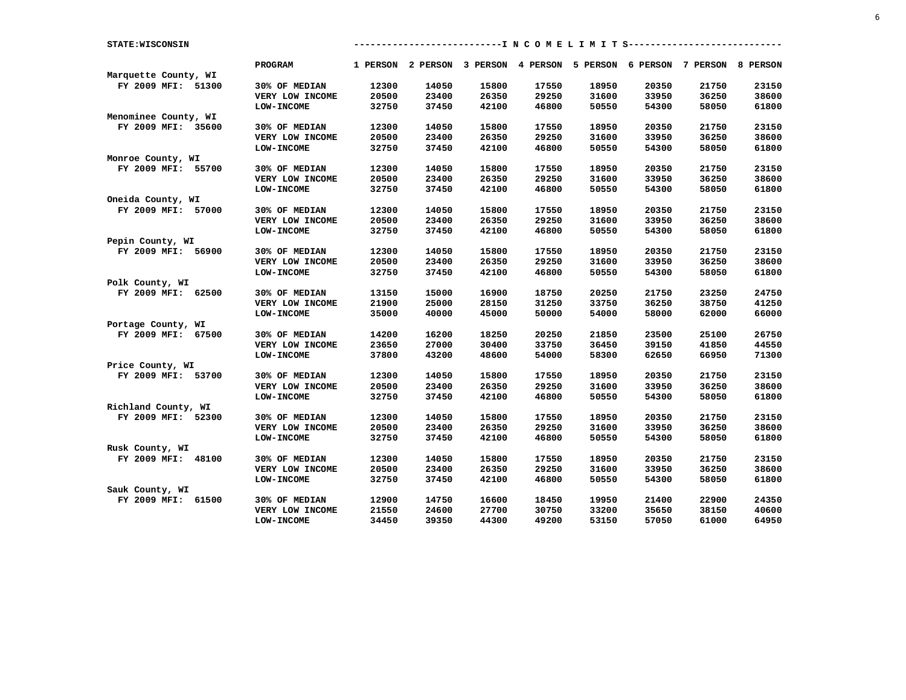STATE:WISCONSIN

| | PROGRAM | 1 PERSON | 2 PERSON | 3 PERSON | 4 PERSON | 5 PERSON | 6 PERSON | 7 PERSON | 8 PERSON |
|---|---|---|---|---|---|---|---|---|---|
| | | I N C O M E L I M I T S | | | | | | | |
| **Marquette County, WI** | | | | | | | | | |
| FY 2009 MFI: 51300 | 30% OF MEDIAN | 12300 | 14050 | 15800 | 17550 | 18950 | 20350 | 21750 | 23150 |
| | VERY LOW INCOME | 20500 | 23400 | 26350 | 29250 | 31600 | 33950 | 36250 | 38600 |
| | LOW-INCOME | 32750 | 37450 | 42100 | 46800 | 50550 | 54300 | 58050 | 61800 |
| **Menominee County, WI** | | | | | | | | | |
| FY 2009 MFI: 35600 | 30% OF MEDIAN | 12300 | 14050 | 15800 | 17550 | 18950 | 20350 | 21750 | 23150 |
| | VERY LOW INCOME | 20500 | 23400 | 26350 | 29250 | 31600 | 33950 | 36250 | 38600 |
| | LOW-INCOME | 32750 | 37450 | 42100 | 46800 | 50550 | 54300 | 58050 | 61800 |
| **Monroe County, WI** | | | | | | | | | |
| FY 2009 MFI: 55700 | 30% OF MEDIAN | 12300 | 14050 | 15800 | 17550 | 18950 | 20350 | 21750 | 23150 |
| | VERY LOW INCOME | 20500 | 23400 | 26350 | 29250 | 31600 | 33950 | 36250 | 38600 |
| | LOW-INCOME | 32750 | 37450 | 42100 | 46800 | 50550 | 54300 | 58050 | 61800 |
| **Oneida County, WI** | | | | | | | | | |
| FY 2009 MFI: 57000 | 30% OF MEDIAN | 12300 | 14050 | 15800 | 17550 | 18950 | 20350 | 21750 | 23150 |
| | VERY LOW INCOME | 20500 | 23400 | 26350 | 29250 | 31600 | 33950 | 36250 | 38600 |
| | LOW-INCOME | 32750 | 37450 | 42100 | 46800 | 50550 | 54300 | 58050 | 61800 |
| **Pepin County, WI** | | | | | | | | | |
| FY 2009 MFI: 56900 | 30% OF MEDIAN | 12300 | 14050 | 15800 | 17550 | 18950 | 20350 | 21750 | 23150 |
| | VERY LOW INCOME | 20500 | 23400 | 26350 | 29250 | 31600 | 33950 | 36250 | 38600 |
| | LOW-INCOME | 32750 | 37450 | 42100 | 46800 | 50550 | 54300 | 58050 | 61800 |
| **Polk County, WI** | | | | | | | | | |
| FY 2009 MFI: 62500 | 30% OF MEDIAN | 13150 | 15000 | 16900 | 18750 | 20250 | 21750 | 23250 | 24750 |
| | VERY LOW INCOME | 21900 | 25000 | 28150 | 31250 | 33750 | 36250 | 38750 | 41250 |
| | LOW-INCOME | 35000 | 40000 | 45000 | 50000 | 54000 | 58000 | 62000 | 66000 |
| **Portage County, WI** | | | | | | | | | |
| FY 2009 MFI: 67500 | 30% OF MEDIAN | 14200 | 16200 | 18250 | 20250 | 21850 | 23500 | 25100 | 26750 |
| | VERY LOW INCOME | 23650 | 27000 | 30400 | 33750 | 36450 | 39150 | 41850 | 44550 |
| | LOW-INCOME | 37800 | 43200 | 48600 | 54000 | 58300 | 62650 | 66950 | 71300 |
| **Price County, WI** | | | | | | | | | |
| FY 2009 MFI: 53700 | 30% OF MEDIAN | 12300 | 14050 | 15800 | 17550 | 18950 | 20350 | 21750 | 23150 |
| | VERY LOW INCOME | 20500 | 23400 | 26350 | 29250 | 31600 | 33950 | 36250 | 38600 |
| | LOW-INCOME | 32750 | 37450 | 42100 | 46800 | 50550 | 54300 | 58050 | 61800 |
| **Richland County, WI** | | | | | | | | | |
| FY 2009 MFI: 52300 | 30% OF MEDIAN | 12300 | 14050 | 15800 | 17550 | 18950 | 20350 | 21750 | 23150 |
| | VERY LOW INCOME | 20500 | 23400 | 26350 | 29250 | 31600 | 33950 | 36250 | 38600 |
| | LOW-INCOME | 32750 | 37450 | 42100 | 46800 | 50550 | 54300 | 58050 | 61800 |
| **Rusk County, WI** | | | | | | | | | |
| FY 2009 MFI: 48100 | 30% OF MEDIAN | 12300 | 14050 | 15800 | 17550 | 18950 | 20350 | 21750 | 23150 |
| | VERY LOW INCOME | 20500 | 23400 | 26350 | 29250 | 31600 | 33950 | 36250 | 38600 |
| | LOW-INCOME | 32750 | 37450 | 42100 | 46800 | 50550 | 54300 | 58050 | 61800 |
| **Sauk County, WI** | | | | | | | | | |
| FY 2009 MFI: 61500 | 30% OF MEDIAN | 12900 | 14750 | 16600 | 18450 | 19950 | 21400 | 22900 | 24350 |
| | VERY LOW INCOME | 21550 | 24600 | 27700 | 30750 | 33200 | 35650 | 38150 | 40600 |
| | LOW-INCOME | 34450 | 39350 | 44300 | 49200 | 53150 | 57050 | 61000 | 64950 |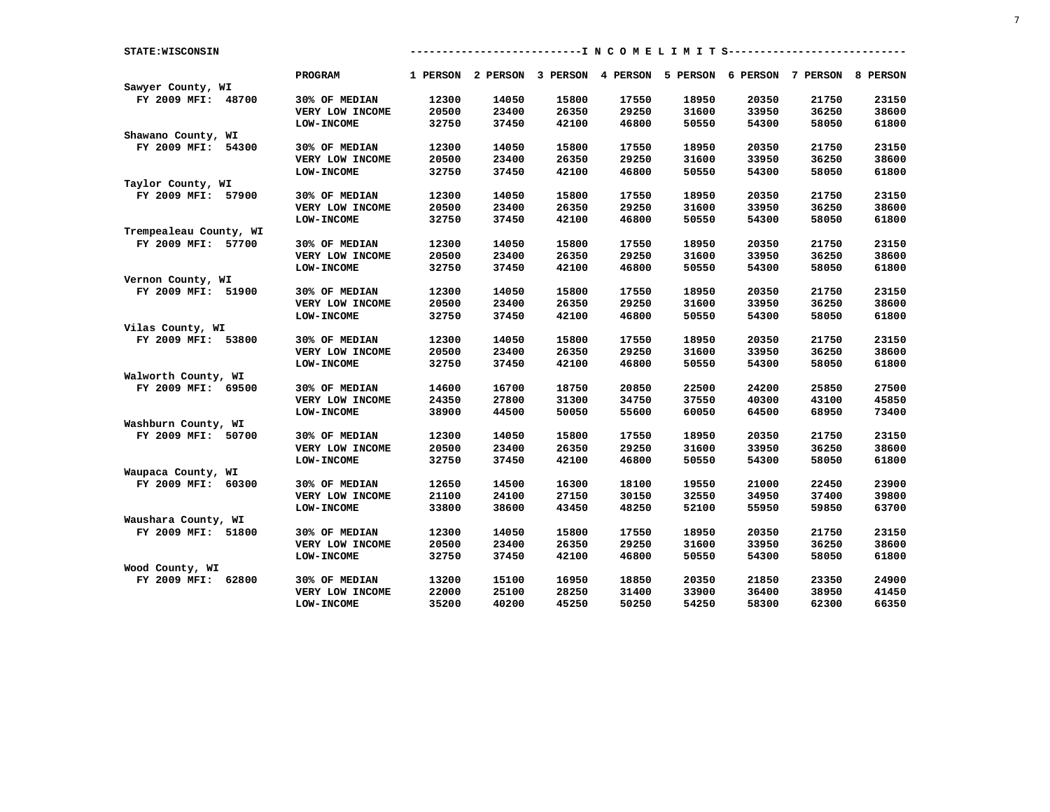STATE:WISCONSIN

| | PROGRAM | 1 PERSON | 2 PERSON | 3 PERSON | 4 PERSON | 5 PERSON | 6 PERSON | 7 PERSON | 8 PERSON |
|---|---|---|---|---|---|---|---|---|---|
| | | ---------------------------I N C O M E | | | L I M I T S | | | | ---------------------------- |
| Sawyer County, WI | | | | | | | | | |
| FY 2009 MFI: 48700 | 30% OF MEDIAN | 12300 | 14050 | 15800 | 17550 | 18950 | 20350 | 21750 | 23150 |
| | VERY LOW INCOME | 20500 | 23400 | 26350 | 29250 | 31600 | 33950 | 36250 | 38600 |
| | LOW-INCOME | 32750 | 37450 | 42100 | 46800 | 50550 | 54300 | 58050 | 61800 |
| Shawano County, WI | | | | | | | | | |
| FY 2009 MFI: 54300 | 30% OF MEDIAN | 12300 | 14050 | 15800 | 17550 | 18950 | 20350 | 21750 | 23150 |
| | VERY LOW INCOME | 20500 | 23400 | 26350 | 29250 | 31600 | 33950 | 36250 | 38600 |
| | LOW-INCOME | 32750 | 37450 | 42100 | 46800 | 50550 | 54300 | 58050 | 61800 |
| Taylor County, WI | | | | | | | | | |
| FY 2009 MFI: 57900 | 30% OF MEDIAN | 12300 | 14050 | 15800 | 17550 | 18950 | 20350 | 21750 | 23150 |
| | VERY LOW INCOME | 20500 | 23400 | 26350 | 29250 | 31600 | 33950 | 36250 | 38600 |
| | LOW-INCOME | 32750 | 37450 | 42100 | 46800 | 50550 | 54300 | 58050 | 61800 |
| Trempealeau County, WI | | | | | | | | | |
| FY 2009 MFI: 57700 | 30% OF MEDIAN | 12300 | 14050 | 15800 | 17550 | 18950 | 20350 | 21750 | 23150 |
| | VERY LOW INCOME | 20500 | 23400 | 26350 | 29250 | 31600 | 33950 | 36250 | 38600 |
| | LOW-INCOME | 32750 | 37450 | 42100 | 46800 | 50550 | 54300 | 58050 | 61800 |
| Vernon County, WI | | | | | | | | | |
| FY 2009 MFI: 51900 | 30% OF MEDIAN | 12300 | 14050 | 15800 | 17550 | 18950 | 20350 | 21750 | 23150 |
| | VERY LOW INCOME | 20500 | 23400 | 26350 | 29250 | 31600 | 33950 | 36250 | 38600 |
| | LOW-INCOME | 32750 | 37450 | 42100 | 46800 | 50550 | 54300 | 58050 | 61800 |
| Vilas County, WI | | | | | | | | | |
| FY 2009 MFI: 53800 | 30% OF MEDIAN | 12300 | 14050 | 15800 | 17550 | 18950 | 20350 | 21750 | 23150 |
| | VERY LOW INCOME | 20500 | 23400 | 26350 | 29250 | 31600 | 33950 | 36250 | 38600 |
| | LOW-INCOME | 32750 | 37450 | 42100 | 46800 | 50550 | 54300 | 58050 | 61800 |
| Walworth County, WI | | | | | | | | | |
| FY 2009 MFI: 69500 | 30% OF MEDIAN | 14600 | 16700 | 18750 | 20850 | 22500 | 24200 | 25850 | 27500 |
| | VERY LOW INCOME | 24350 | 27800 | 31300 | 34750 | 37550 | 40300 | 43100 | 45850 |
| | LOW-INCOME | 38900 | 44500 | 50050 | 55600 | 60050 | 64500 | 68950 | 73400 |
| Washburn County, WI | | | | | | | | | |
| FY 2009 MFI: 50700 | 30% OF MEDIAN | 12300 | 14050 | 15800 | 17550 | 18950 | 20350 | 21750 | 23150 |
| | VERY LOW INCOME | 20500 | 23400 | 26350 | 29250 | 31600 | 33950 | 36250 | 38600 |
| | LOW-INCOME | 32750 | 37450 | 42100 | 46800 | 50550 | 54300 | 58050 | 61800 |
| Waupaca County, WI | | | | | | | | | |
| FY 2009 MFI: 60300 | 30% OF MEDIAN | 12650 | 14500 | 16300 | 18100 | 19550 | 21000 | 22450 | 23900 |
| | VERY LOW INCOME | 21100 | 24100 | 27150 | 30150 | 32550 | 34950 | 37400 | 39800 |
| | LOW-INCOME | 33800 | 38600 | 43450 | 48250 | 52100 | 55950 | 59850 | 63700 |
| Waushara County, WI | | | | | | | | | |
| FY 2009 MFI: 51800 | 30% OF MEDIAN | 12300 | 14050 | 15800 | 17550 | 18950 | 20350 | 21750 | 23150 |
| | VERY LOW INCOME | 20500 | 23400 | 26350 | 29250 | 31600 | 33950 | 36250 | 38600 |
| | LOW-INCOME | 32750 | 37450 | 42100 | 46800 | 50550 | 54300 | 58050 | 61800 |
| Wood County, WI | | | | | | | | | |
| FY 2009 MFI: 62800 | 30% OF MEDIAN | 13200 | 15100 | 16950 | 18850 | 20350 | 21850 | 23350 | 24900 |
| | VERY LOW INCOME | 22000 | 25100 | 28250 | 31400 | 33900 | 36400 | 38950 | 41450 |
| | LOW-INCOME | 35200 | 40200 | 45250 | 50250 | 54250 | 58300 | 62300 | 66350 |